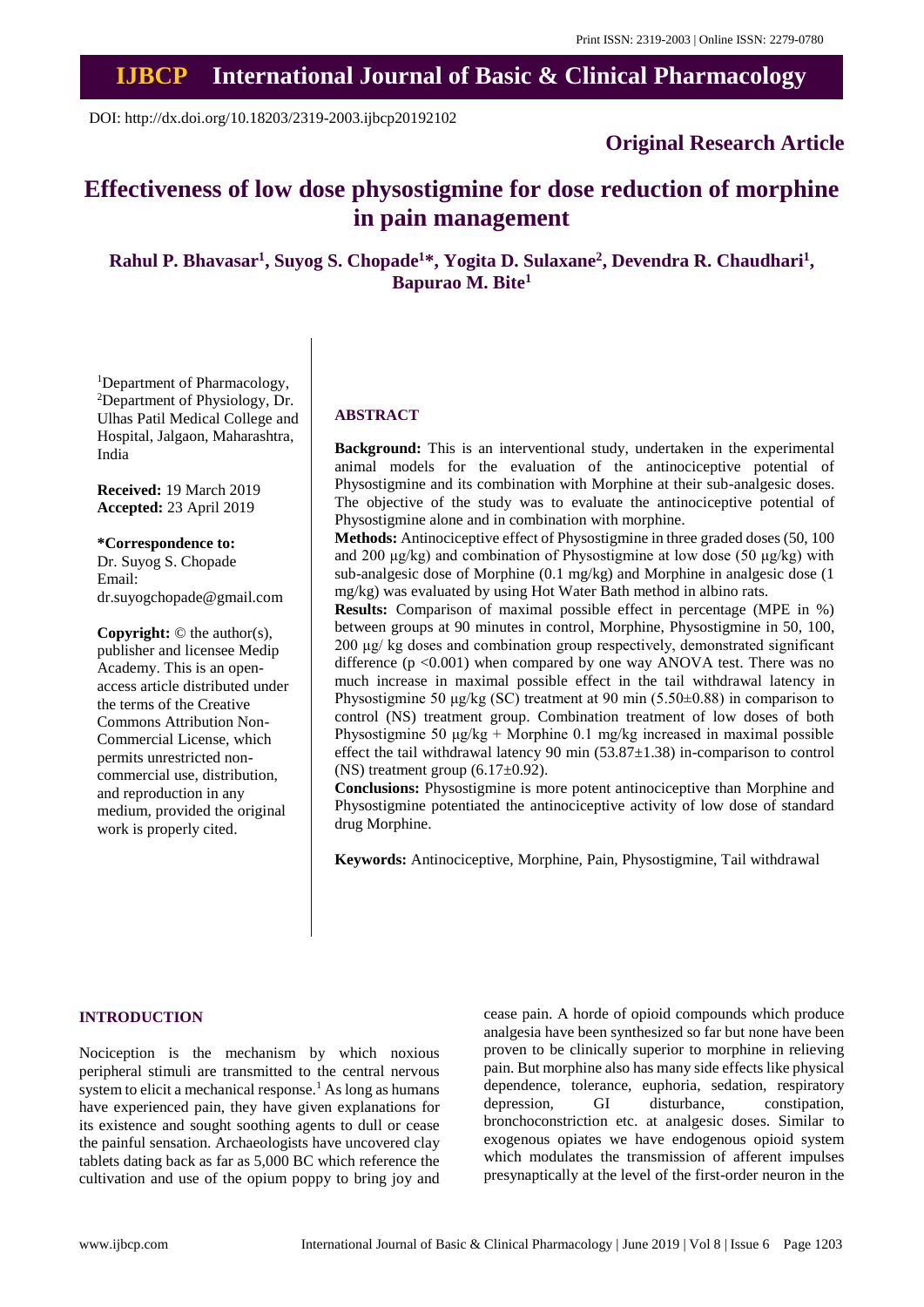Print ISSN: 2319-2003 | Online ISSN: 2279-0780

# IJBCP International Journal of Basic & Clinical Pharmacology

DOI: http://dx.doi.org/10.18203/2319-2003.ijbcp20192102

**Original Research Article**

# Effectiveness of low dose physostigmine for dose reduction of morphine in pain management

**Rahul P. Bhavasar[1], Suyog S. Chopade[1]\*, Yogita D. Sulaxane[2], Devendra R. Chaudhari[1], Bapurao M. Bite[1]**

[1]Department of Pharmacology, [2]Department of Physiology, Dr. Ulhas Patil Medical College and Hospital, Jalgaon, Maharashtra, India

**Received:** 19 March 2019
**Accepted:** 23 April 2019

**\*Correspondence to:**
Dr. Suyog S. Chopade
Email: dr.suyogchopade@gmail.com

**Copyright:** © the author(s), publisher and licensee Medip Academy. This is an open-access article distributed under the terms of the Creative Commons Attribution Non-Commercial License, which permits unrestricted non-commercial use, distribution, and reproduction in any medium, provided the original work is properly cited.

## ABSTRACT

**Background:** This is an interventional study, undertaken in the experimental animal models for the evaluation of the antinociceptive potential of Physostigmine and its combination with Morphine at their sub-analgesic doses. The objective of the study was to evaluate the antinociceptive potential of Physostigmine alone and in combination with morphine.

**Methods:** Antinociceptive effect of Physostigmine in three graded doses (50, 100 and 200 μg/kg) and combination of Physostigmine at low dose (50 μg/kg) with sub-analgesic dose of Morphine (0.1 mg/kg) and Morphine in analgesic dose (1 mg/kg) was evaluated by using Hot Water Bath method in albino rats.

**Results:** Comparison of maximal possible effect in percentage (MPE in %) between groups at 90 minutes in control, Morphine, Physostigmine in 50, 100, 200 μg/ kg doses and combination group respectively, demonstrated significant difference ($p < 0.001$) when compared by one way ANOVA test. There was no much increase in maximal possible effect in the tail withdrawal latency in Physostigmine 50 μg/kg (SC) treatment at 90 min (5.50±0.88) in comparison to control (NS) treatment group. Combination treatment of low doses of both Physostigmine 50 μg/kg + Morphine 0.1 mg/kg increased in maximal possible effect the tail withdrawal latency 90 min (53.87±1.38) in-comparison to control (NS) treatment group (6.17±0.92).

**Conclusions:** Physostigmine is more potent antinociceptive than Morphine and Physostigmine potentiated the antinociceptive activity of low dose of standard drug Morphine.

**Keywords:** Antinociceptive, Morphine, Pain, Physostigmine, Tail withdrawal

## INTRODUCTION

Nociception is the mechanism by which noxious peripheral stimuli are transmitted to the central nervous system to elicit a mechanical response.[1] As long as humans have experienced pain, they have given explanations for its existence and sought soothing agents to dull or cease the painful sensation. Archaeologists have uncovered clay tablets dating back as far as 5,000 BC which reference the cultivation and use of the opium poppy to bring joy and cease pain. A horde of opioid compounds which produce analgesia have been synthesized so far but none have been proven to be clinically superior to morphine in relieving pain. But morphine also has many side effects like physical dependence, tolerance, euphoria, sedation, respiratory depression, GI disturbance, constipation, bronchoconstriction etc. at analgesic doses. Similar to exogenous opiates we have endogenous opioid system which modulates the transmission of afferent impulses presynaptically at the level of the first-order neuron in the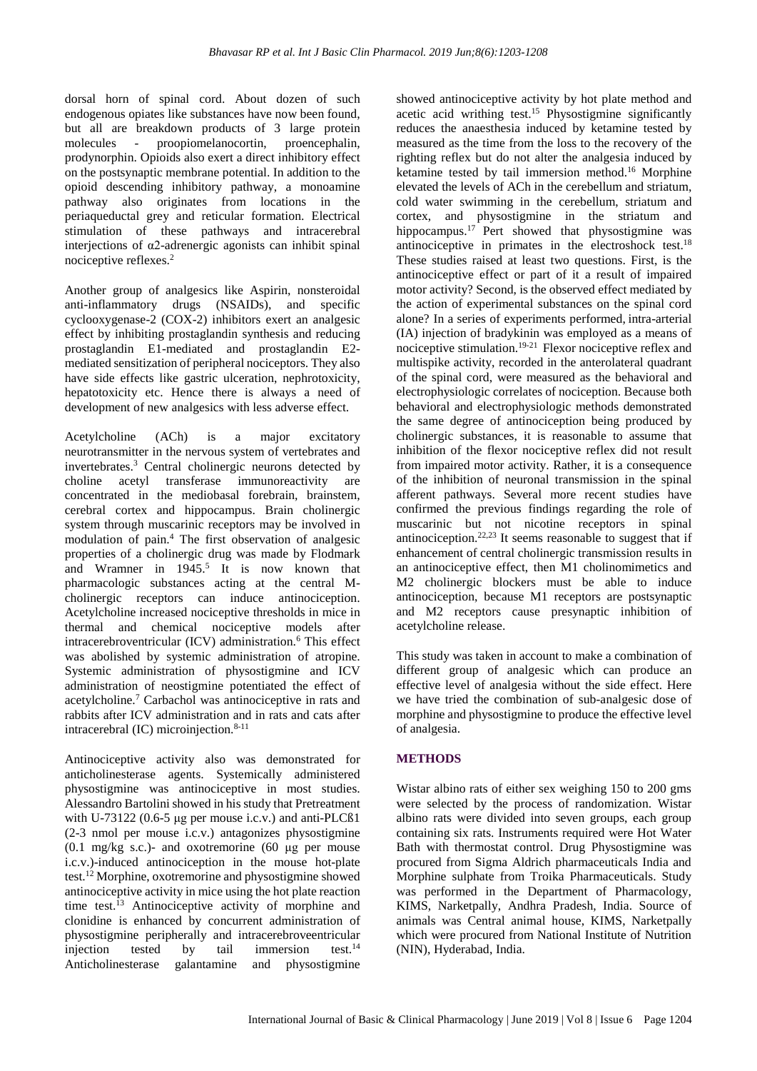dorsal horn of spinal cord. About dozen of such endogenous opiates like substances have now been found, but all are breakdown products of 3 large protein molecules - proopiomelanocortin, proencephalin, prodynorphin. Opioids also exert a direct inhibitory effect on the postsynaptic membrane potential. In addition to the opioid descending inhibitory pathway, a monoamine pathway also originates from locations in the periaqueductal grey and reticular formation. Electrical stimulation of these pathways and intracerebral interjections of α2-adrenergic agonists can inhibit spinal nociceptive reflexes.[2]

Another group of analgesics like Aspirin, nonsteroidal anti-inflammatory drugs (NSAIDs), and specific cyclooxygenase-2 (COX-2) inhibitors exert an analgesic effect by inhibiting prostaglandin synthesis and reducing prostaglandin E1-mediated and prostaglandin E2-mediated sensitization of peripheral nociceptors. They also have side effects like gastric ulceration, nephrotoxicity, hepatotoxicity etc. Hence there is always a need of development of new analgesics with less adverse effect.

Acetylcholine (ACh) is a major excitatory neurotransmitter in the nervous system of vertebrates and invertebrates.[3] Central cholinergic neurons detected by choline acetyl transferase immunoreactivity are concentrated in the mediobasal forebrain, brainstem, cerebral cortex and hippocampus. Brain cholinergic system through muscarinic receptors may be involved in modulation of pain.[4] The first observation of analgesic properties of a cholinergic drug was made by Flodmark and Wramner in 1945.[5] It is now known that pharmacologic substances acting at the central M-cholinergic receptors can induce antinociception. Acetylcholine increased nociceptive thresholds in mice in thermal and chemical nociceptive models after intracerebroventricular (ICV) administration.[6] This effect was abolished by systemic administration of atropine. Systemic administration of physostigmine and ICV administration of neostigmine potentiated the effect of acetylcholine.[7] Carbachol was antinociceptive in rats and rabbits after ICV administration and in rats and cats after intracerebral (IC) microinjection.[8-11]

Antinociceptive activity also was demonstrated for anticholinesterase agents. Systemically administered physostigmine was antinociceptive in most studies. Alessandro Bartolini showed in his study that Pretreatment with U-73122 (0.6-5 µg per mouse i.c.v.) and anti-PLCß1 (2-3 nmol per mouse i.c.v.) antagonizes physostigmine (0.1 mg/kg s.c.)- and oxotremorine (60 µg per mouse i.c.v.)-induced antinociception in the mouse hot-plate test.[12] Morphine, oxotremorine and physostigmine showed antinociceptive activity in mice using the hot plate reaction time test.[13] Antinociceptive activity of morphine and clonidine is enhanced by concurrent administration of physostigmine peripherally and intracerebroveentricular injection tested by tail immersion test.[14] Anticholinesterase galantamine and physostigmine showed antinociceptive activity by hot plate method and acetic acid writhing test.[15] Physostigmine significantly reduces the anaesthesia induced by ketamine tested by measured as the time from the loss to the recovery of the righting reflex but do not alter the analgesia induced by ketamine tested by tail immersion method.[16] Morphine elevated the levels of ACh in the cerebellum and striatum, cold water swimming in the cerebellum, striatum and cortex, and physostigmine in the striatum and hippocampus.[17] Pert showed that physostigmine was antinociceptive in primates in the electroshock test.[18] These studies raised at least two questions. First, is the antinociceptive effect or part of it a result of impaired motor activity? Second, is the observed effect mediated by the action of experimental substances on the spinal cord alone? In a series of experiments performed, intra-arterial (IA) injection of bradykinin was employed as a means of nociceptive stimulation.[19-21] Flexor nociceptive reflex and multispike activity, recorded in the anterolateral quadrant of the spinal cord, were measured as the behavioral and electrophysiologic correlates of nociception. Because both behavioral and electrophysiologic methods demonstrated the same degree of antinociception being produced by cholinergic substances, it is reasonable to assume that inhibition of the flexor nociceptive reflex did not result from impaired motor activity. Rather, it is a consequence of the inhibition of neuronal transmission in the spinal afferent pathways. Several more recent studies have confirmed the previous findings regarding the role of muscarinic but not nicotine receptors in spinal antinociception.[22,23] It seems reasonable to suggest that if enhancement of central cholinergic transmission results in an antinociceptive effect, then M1 cholinomimetics and M2 cholinergic blockers must be able to induce antinociception, because M1 receptors are postsynaptic and M2 receptors cause presynaptic inhibition of acetylcholine release.

This study was taken in account to make a combination of different group of analgesic which can produce an effective level of analgesia without the side effect. Here we have tried the combination of sub-analgesic dose of morphine and physostigmine to produce the effective level of analgesia.

## METHODS

Wistar albino rats of either sex weighing 150 to 200 gms were selected by the process of randomization. Wistar albino rats were divided into seven groups, each group containing six rats. Instruments required were Hot Water Bath with thermostat control. Drug Physostigmine was procured from Sigma Aldrich pharmaceuticals India and Morphine sulphate from Troika Pharmaceuticals. Study was performed in the Department of Pharmacology, KIMS, Narketpally, Andhra Pradesh, India. Source of animals was Central animal house, KIMS, Narketpally which were procured from National Institute of Nutrition (NIN), Hyderabad, India.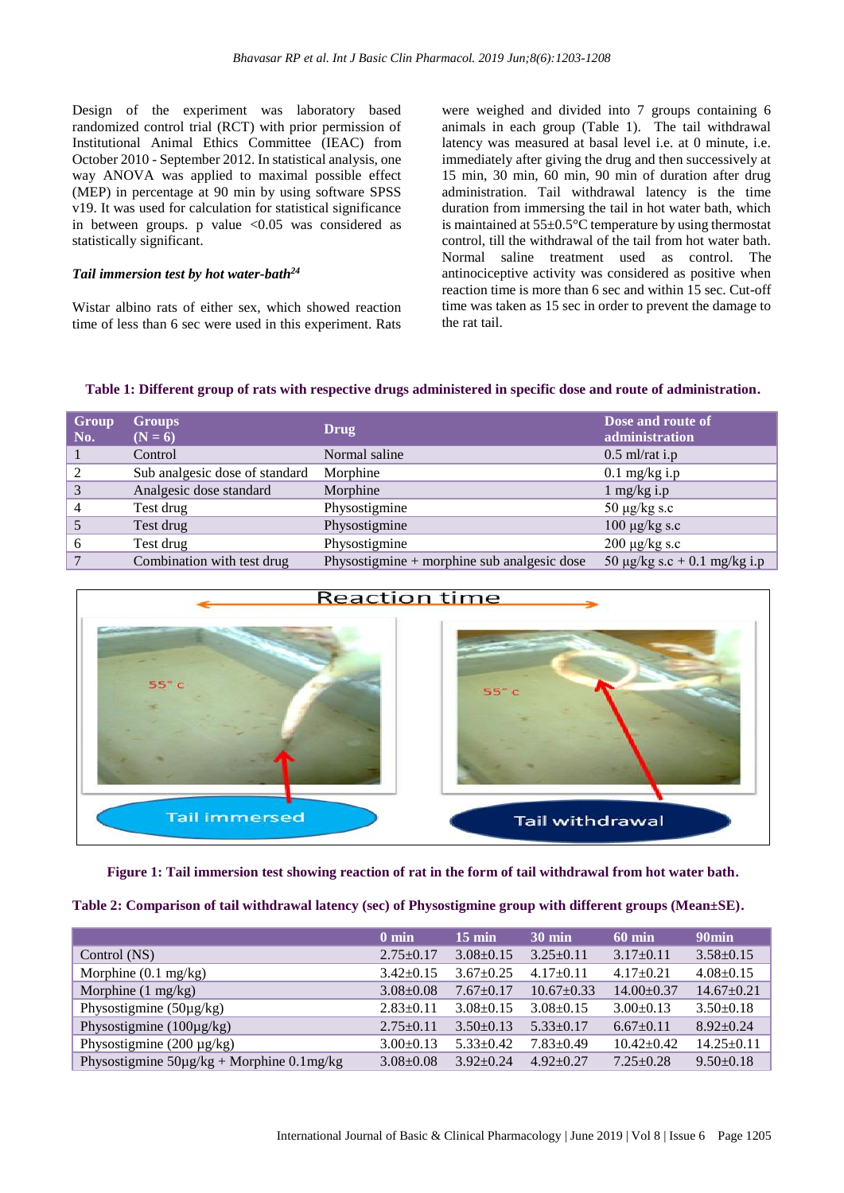Design of the experiment was laboratory based randomized control trial (RCT) with prior permission of Institutional Animal Ethics Committee (IEAC) from October 2010 - September 2012. In statistical analysis, one way ANOVA was applied to maximal possible effect (MEP) in percentage at 90 min by using software SPSS v19. It was used for calculation for statistical significance in between groups. p value <0.05 was considered as statistically significant.

### *Tail immersion test by hot water-bath*[24]

Wistar albino rats of either sex, which showed reaction time of less than 6 sec were used in this experiment. Rats were weighed and divided into 7 groups containing 6 animals in each group (Table 1). The tail withdrawal latency was measured at basal level i.e. at 0 minute, i.e. immediately after giving the drug and then successively at 15 min, 30 min, 60 min, 90 min of duration after drug administration. Tail withdrawal latency is the time duration from immersing the tail in hot water bath, which is maintained at 55±0.5°C temperature by using thermostat control, till the withdrawal of the tail from hot water bath. Normal saline treatment used as control. The antinociceptive activity was considered as positive when reaction time is more than 6 sec and within 15 sec. Cut-off time was taken as 15 sec in order to prevent the damage to the rat tail.

**Table 1: Different group of rats with respective drugs administered in specific dose and route of administration.**

| Group No. | Groups (N = 6) | Drug | Dose and route of administration |
|---|---|---|---|
| 1 | Control | Normal saline | 0.5 ml/rat i.p |
| 2 | Sub analgesic dose of standard | Morphine | 0.1 mg/kg i.p |
| 3 | Analgesic dose standard | Morphine | 1 mg/kg i.p |
| 4 | Test drug | Physostigmine | 50 µg/kg s.c |
| 5 | Test drug | Physostigmine | 100 µg/kg s.c |
| 6 | Test drug | Physostigmine | 200 µg/kg s.c |
| 7 | Combination with test drug | Physostigmine + morphine sub analgesic dose | 50 µg/kg s.c + 0.1 mg/kg i.p |

**Figure 1: Tail immersion test showing reaction of rat in the form of tail withdrawal from hot water bath.**

**Table 2: Comparison of tail withdrawal latency (sec) of Physostigmine group with different groups (Mean±SE).**

| | 0 min | 15 min | 30 min | 60 min | 90min |
|---|---|---|---|---|---|
| Control (NS) | 2.75±0.17 | 3.08±0.15 | 3.25±0.11 | 3.17±0.11 | 3.58±0.15 |
| Morphine (0.1 mg/kg) | 3.42±0.15 | 3.67±0.25 | 4.17±0.11 | 4.17±0.21 | 4.08±0.15 |
| Morphine (1 mg/kg) | 3.08±0.08 | 7.67±0.17 | 10.67±0.33 | 14.00±0.37 | 14.67±0.21 |
| Physostigmine (50µg/kg) | 2.83±0.11 | 3.08±0.15 | 3.08±0.15 | 3.00±0.13 | 3.50±0.18 |
| Physostigmine (100µg/kg) | 2.75±0.11 | 3.50±0.13 | 5.33±0.17 | 6.67±0.11 | 8.92±0.24 |
| Physostigmine (200 µg/kg) | 3.00±0.13 | 5.33±0.42 | 7.83±0.49 | 10.42±0.42 | 14.25±0.11 |
| Physostigmine 50µg/kg + Morphine 0.1mg/kg | 3.08±0.08 | 3.92±0.24 | 4.92±0.27 | 7.25±0.28 | 9.50±0.18 |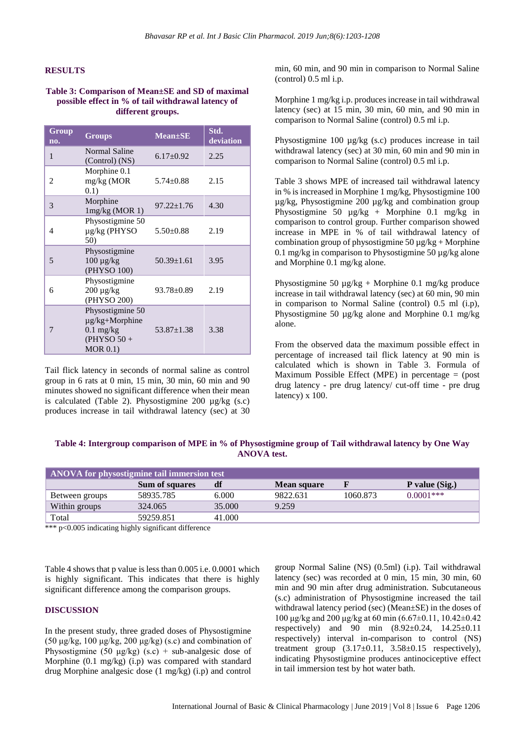## RESULTS

**Table 3: Comparison of Mean±SE and SD of maximal possible effect in % of tail withdrawal latency of different groups.**

| Group no. | Groups | Mean±SE | Std. deviation |
|---|---|---|---|
| 1 | Normal Saline (Control) (NS) | 6.17±0.92 | 2.25 |
| 2 | Morphine 0.1 mg/kg (MOR 0.1) | 5.74±0.88 | 2.15 |
| 3 | Morphine 1mg/kg (MOR 1) | 97.22±1.76 | 4.30 |
| 4 | Physostigmine 50 µg/kg (PHYSO 50) | 5.50±0.88 | 2.19 |
| 5 | Physostigmine 100 µg/kg (PHYSO 100) | 50.39±1.61 | 3.95 |
| 6 | Physostigmine 200 µg/kg (PHYSO 200) | 93.78±0.89 | 2.19 |
| 7 | Physostigmine 50 µg/kg+Morphine 0.1 mg/kg (PHYSO 50 + MOR 0.1) | 53.87±1.38 | 3.38 |

Tail flick latency in seconds of normal saline as control group in 6 rats at 0 min, 15 min, 30 min, 60 min and 90 minutes showed no significant difference when their mean is calculated (Table 2). Physostigmine 200 µg/kg (s.c) produces increase in tail withdrawal latency (sec) at 30 min, 60 min, and 90 min in comparison to Normal Saline (control) 0.5 ml i.p.

Morphine 1 mg/kg i.p. produces increase in tail withdrawal latency (sec) at 15 min, 30 min, 60 min, and 90 min in comparison to Normal Saline (control) 0.5 ml i.p.

Physostigmine 100 µg/kg (s.c) produces increase in tail withdrawal latency (sec) at 30 min, 60 min and 90 min in comparison to Normal Saline (control) 0.5 ml i.p.

Table 3 shows MPE of increased tail withdrawal latency in % is increased in Morphine 1 mg/kg, Physostigmine 100 µg/kg, Physostigmine 200 µg/kg and combination group Physostigmine 50 µg/kg + Morphine 0.1 mg/kg in comparison to control group. Further comparison showed increase in MPE in % of tail withdrawal latency of combination group of physostigmine 50 µg/kg + Morphine 0.1 mg/kg in comparison to Physostigmine 50 µg/kg alone and Morphine 0.1 mg/kg alone.

Physostigmine 50 µg/kg + Morphine 0.1 mg/kg produce increase in tail withdrawal latency (sec) at 60 min, 90 min in comparison to Normal Saline (control) 0.5 ml (i.p), Physostigmine 50 µg/kg alone and Morphine 0.1 mg/kg alone.

From the observed data the maximum possible effect in percentage of increased tail flick latency at 90 min is calculated which is shown in Table 3. Formula of Maximum Possible Effect (MPE) in percentage = (post drug latency - pre drug latency/ cut-off time - pre drug latency) x 100.

**Table 4: Intergroup comparison of MPE in % of Physostigmine group of Tail withdrawal latency by One Way ANOVA test.**

| ANOVA for physostigmine tail immersion test | | | | | |
|---|---|---|---|---|---|
| | **Sum of squares** | **df** | **Mean square** | **F** | **P value (Sig.)** |
| Between groups | 58935.785 | 6.000 | 9822.631 | 1060.873 | 0.0001*** |
| Within groups | 324.065 | 35.000 | 9.259 | | |
| Total | 59259.851 | 41.000 | | | |

*** p<0.005 indicating highly significant difference

Table 4 shows that p value is less than 0.005 i.e. 0.0001 which is highly significant. This indicates that there is highly significant difference among the comparison groups.

## DISCUSSION

In the present study, three graded doses of Physostigmine (50 µg/kg, 100 µg/kg, 200 µg/kg) (s.c) and combination of Physostigmine (50 µg/kg) (s.c) + sub-analgesic dose of Morphine (0.1 mg/kg) (i.p) was compared with standard drug Morphine analgesic dose (1 mg/kg) (i.p) and control group Normal Saline (NS) (0.5ml) (i.p). Tail withdrawal latency (sec) was recorded at 0 min, 15 min, 30 min, 60 min and 90 min after drug administration. Subcutaneous (s.c) administration of Physostigmine increased the tail withdrawal latency period (sec) (Mean±SE) in the doses of 100 µg/kg and 200 µg/kg at 60 min (6.67±0.11, 10.42±0.42 respectively) and 90 min (8.92±0.24, 14.25±0.11 respectively) interval in-comparison to control (NS) treatment group (3.17±0.11, 3.58±0.15 respectively), indicating Physostigmine produces antinociceptive effect in tail immersion test by hot water bath.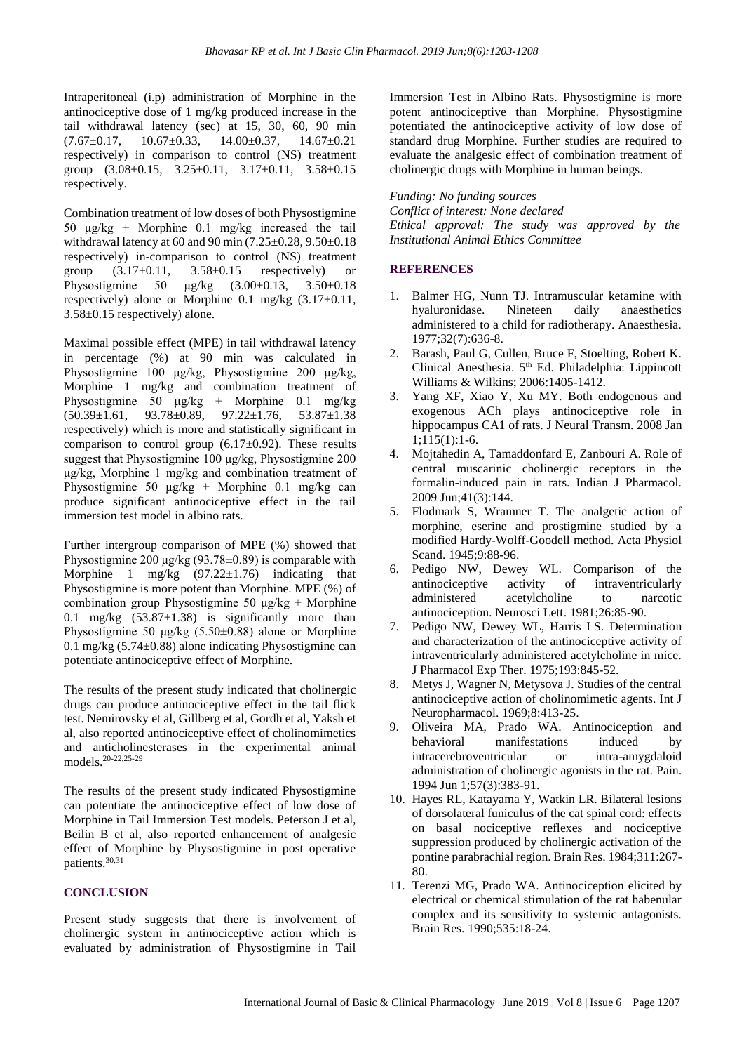Intraperitoneal (i.p) administration of Morphine in the antinociceptive dose of 1 mg/kg produced increase in the tail withdrawal latency (sec) at 15, 30, 60, 90 min (7.67±0.17, 10.67±0.33, 14.00±0.37, 14.67±0.21 respectively) in comparison to control (NS) treatment group (3.08±0.15, 3.25±0.11, 3.17±0.11, 3.58±0.15 respectively.

Combination treatment of low doses of both Physostigmine 50 µg/kg + Morphine 0.1 mg/kg increased the tail withdrawal latency at 60 and 90 min (7.25±0.28, 9.50±0.18 respectively) in-comparison to control (NS) treatment group (3.17±0.11, 3.58±0.15 respectively) or Physostigmine 50 µg/kg (3.00±0.13, 3.50±0.18 respectively) alone or Morphine 0.1 mg/kg (3.17±0.11, 3.58±0.15 respectively) alone.

Maximal possible effect (MPE) in tail withdrawal latency in percentage (%) at 90 min was calculated in Physostigmine 100 µg/kg, Physostigmine 200 µg/kg, Morphine 1 mg/kg and combination treatment of Physostigmine 50 µg/kg + Morphine 0.1 mg/kg (50.39±1.61, 93.78±0.89, 97.22±1.76, 53.87±1.38 respectively) which is more and statistically significant in comparison to control group (6.17±0.92). These results suggest that Physostigmine 100 µg/kg, Physostigmine 200 µg/kg, Morphine 1 mg/kg and combination treatment of Physostigmine 50 µg/kg + Morphine 0.1 mg/kg can produce significant antinociceptive effect in the tail immersion test model in albino rats.

Further intergroup comparison of MPE (%) showed that Physostigmine 200 µg/kg (93.78±0.89) is comparable with Morphine 1 mg/kg (97.22±1.76) indicating that Physostigmine is more potent than Morphine. MPE (%) of combination group Physostigmine 50 µg/kg + Morphine 0.1 mg/kg (53.87±1.38) is significantly more than Physostigmine 50 µg/kg (5.50±0.88) alone or Morphine 0.1 mg/kg (5.74±0.88) alone indicating Physostigmine can potentiate antinociceptive effect of Morphine.

The results of the present study indicated that cholinergic drugs can produce antinociceptive effect in the tail flick test. Nemirovsky et al, Gillberg et al, Gordh et al, Yaksh et al, also reported antinociceptive effect of cholinomimetics and anticholinesterases in the experimental animal models.[20-22,25-29]

The results of the present study indicated Physostigmine can potentiate the antinociceptive effect of low dose of Morphine in Tail Immersion Test models. Peterson J et al, Beilin B et al, also reported enhancement of analgesic effect of Morphine by Physostigmine in post operative patients.[30,31]

## CONCLUSION

Present study suggests that there is involvement of cholinergic system in antinociceptive action which is evaluated by administration of Physostigmine in Tail Immersion Test in Albino Rats. Physostigmine is more potent antinociceptive than Morphine. Physostigmine potentiated the antinociceptive activity of low dose of standard drug Morphine. Further studies are required to evaluate the analgesic effect of combination treatment of cholinergic drugs with Morphine in human beings.

*Funding: No funding sources*
*Conflict of interest: None declared*
*Ethical approval: The study was approved by the Institutional Animal Ethics Committee*

## REFERENCES

1. Balmer HG, Nunn TJ. Intramuscular ketamine with hyaluronidase. Nineteen daily anaesthetics administered to a child for radiotherapy. Anaesthesia. 1977;32(7):636-8.
2. Barash, Paul G, Cullen, Bruce F, Stoelting, Robert K. Clinical Anesthesia. 5th Ed. Philadelphia: Lippincott Williams & Wilkins; 2006:1405-1412.
3. Yang XF, Xiao Y, Xu MY. Both endogenous and exogenous ACh plays antinociceptive role in hippocampus CA1 of rats. J Neural Transm. 2008 Jan 1;115(1):1-6.
4. Mojtahedin A, Tamaddonfard E, Zanbouri A. Role of central muscarinic cholinergic receptors in the formalin-induced pain in rats. Indian J Pharmacol. 2009 Jun;41(3):144.
5. Flodmark S, Wramner T. The analgetic action of morphine, eserine and prostigmine studied by a modified Hardy-Wolff-Goodell method. Acta Physiol Scand. 1945;9:88-96.
6. Pedigo NW, Dewey WL. Comparison of the antinociceptive activity of intraventricularly administered acetylcholine to narcotic antinociception. Neurosci Lett. 1981;26:85-90.
7. Pedigo NW, Dewey WL, Harris LS. Determination and characterization of the antinociceptive activity of intraventricularly administered acetylcholine in mice. J Pharmacol Exp Ther. 1975;193:845-52.
8. Metys J, Wagner N, Metysova J. Studies of the central antinociceptive action of cholinomimetic agents. Int J Neuropharmacol. 1969;8:413-25.
9. Oliveira MA, Prado WA. Antinociception and behavioral manifestations induced by intracerebroventricular or intra-amygdaloid administration of cholinergic agonists in the rat. Pain. 1994 Jun 1;57(3):383-91.
10. Hayes RL, Katayama Y, Watkin LR. Bilateral lesions of dorsolateral funiculus of the cat spinal cord: effects on basal nociceptive reflexes and nociceptive suppression produced by cholinergic activation of the pontine parabrachial region. Brain Res. 1984;311:267-80.
11. Terenzi MG, Prado WA. Antinociception elicited by electrical or chemical stimulation of the rat habenular complex and its sensitivity to systemic antagonists. Brain Res. 1990;535:18-24.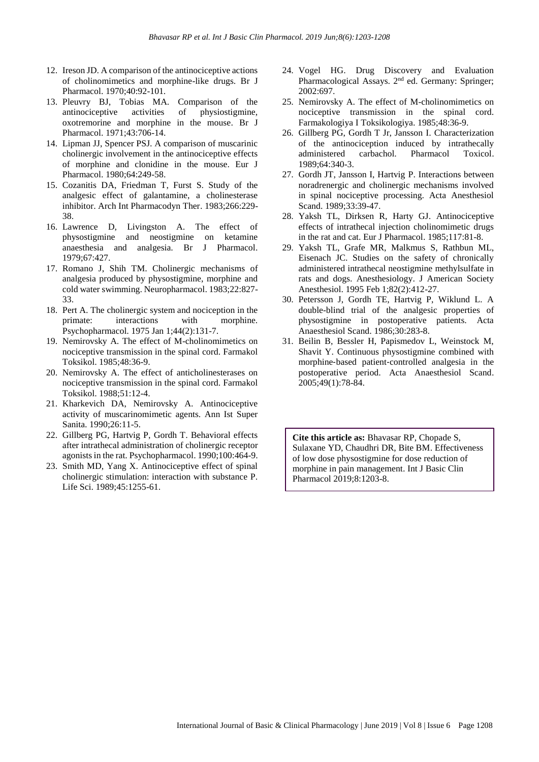12. Ireson JD. A comparison of the antinociceptive actions of cholinomimetics and morphine-like drugs. Br J Pharmacol. 1970;40:92-101.
13. Pleuvry BJ, Tobias MA. Comparison of the antinociceptive activities of physiostigmine, oxotremorine and morphine in the mouse. Br J Pharmacol. 1971;43:706-14.
14. Lipman JJ, Spencer PSJ. A comparison of muscarinic cholinergic involvement in the antinociceptive effects of morphine and clonidine in the mouse. Eur J Pharmacol. 1980;64:249-58.
15. Cozanitis DA, Friedman T, Furst S. Study of the analgesic effect of galantamine, a cholinesterase inhibitor. Arch Int Pharmacodyn Ther. 1983;266:229-38.
16. Lawrence D, Livingston A. The effect of physostigmine and neostigmine on ketamine anaesthesia and analgesia. Br J Pharmacol. 1979;67:427.
17. Romano J, Shih TM. Cholinergic mechanisms of analgesia produced by physostigmine, morphine and cold water swimming. Neuropharmacol. 1983;22:827-33.
18. Pert A. The cholinergic system and nociception in the primate: interactions with morphine. Psychopharmacol. 1975 Jan 1;44(2):131-7.
19. Nemirovsky A. The effect of M-cholinomimetics on nociceptive transmission in the spinal cord. Farmakol Toksikol. 1985;48:36-9.
20. Nemirovsky A. The effect of anticholinesterases on nociceptive transmission in the spinal cord. Farmakol Toksikol. 1988;51:12-4.
21. Kharkevich DA, Nemirovsky A. Antinociceptive activity of muscarinomimetic agents. Ann Ist Super Sanita. 1990;26:11-5.
22. Gillberg PG, Hartvig P, Gordh T. Behavioral effects after intrathecal administration of cholinergic receptor agonists in the rat. Psychopharmacol. 1990;100:464-9.
23. Smith MD, Yang X. Antinociceptive effect of spinal cholinergic stimulation: interaction with substance P. Life Sci. 1989;45:1255-61.
24. Vogel HG. Drug Discovery and Evaluation Pharmacological Assays. 2nd ed. Germany: Springer; 2002:697.
25. Nemirovsky A. The effect of M-cholinomimetics on nociceptive transmission in the spinal cord. Farmakologiya I Toksikologiya. 1985;48:36-9.
26. Gillberg PG, Gordh T Jr, Jansson I. Characterization of the antinociception induced by intrathecally administered carbachol. Pharmacol Toxicol. 1989;64:340-3.
27. Gordh JT, Jansson I, Hartvig P. Interactions between noradrenergic and cholinergic mechanisms involved in spinal nociceptive processing. Acta Anesthesiol Scand. 1989;33:39-47.
28. Yaksh TL, Dirksen R, Harty GJ. Antinociceptive effects of intrathecal injection cholinomimetic drugs in the rat and cat. Eur J Pharmacol. 1985;117:81-8.
29. Yaksh TL, Grafe MR, Malkmus S, Rathbun ML, Eisenach JC. Studies on the safety of chronically administered intrathecal neostigmine methylsulfate in rats and dogs. Anesthesiology. J American Society Anesthesiol. 1995 Feb 1;82(2):412-27.
30. Petersson J, Gordh TE, Hartvig P, Wiklund L. A double-blind trial of the analgesic properties of physostigmine in postoperative patients. Acta Anaesthesiol Scand. 1986;30:283-8.
31. Beilin B, Bessler H, Papismedov L, Weinstock M, Shavit Y. Continuous physostigmine combined with morphine-based patient-controlled analgesia in the postoperative period. Acta Anaesthesiol Scand. 2005;49(1):78-84.

**Cite this article as:** Bhavasar RP, Chopade S, Sulaxane YD, Chaudhri DR, Bite BM. Effectiveness of low dose physostigmine for dose reduction of morphine in pain management. Int J Basic Clin Pharmacol 2019;8:1203-8.